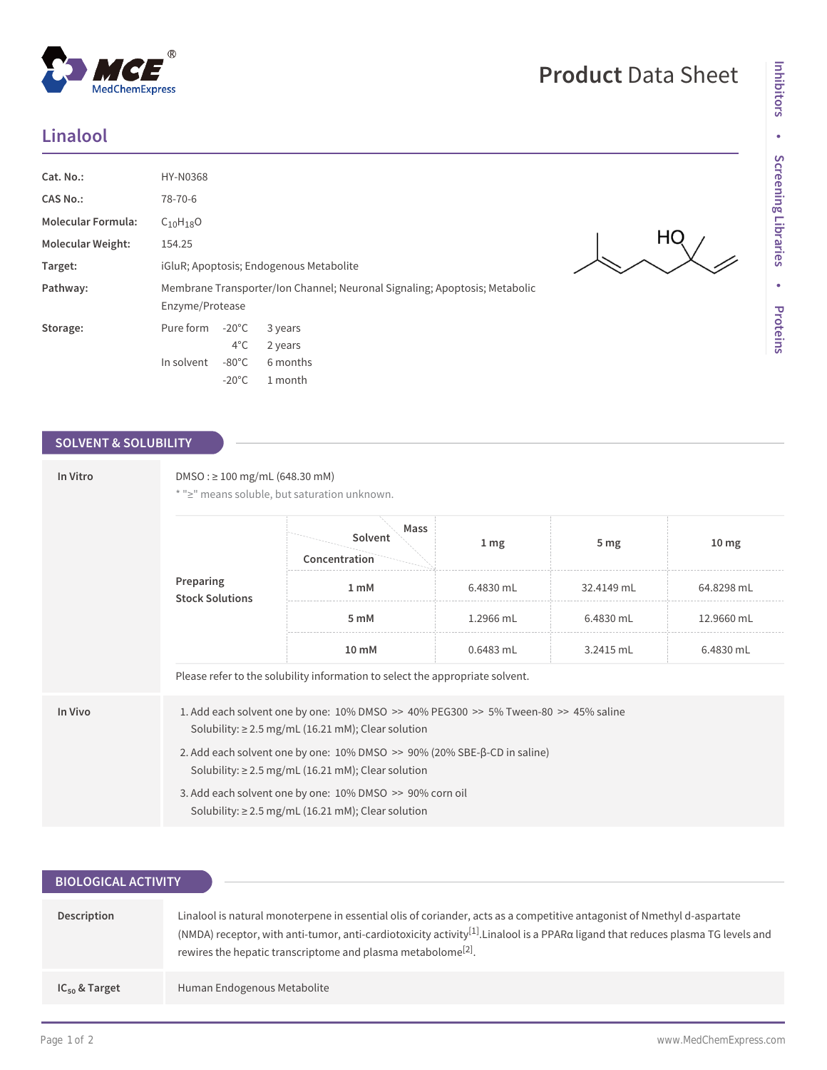# Linalool

| | |
|---|---|
| **Cat. No.:** | HY-N0368 |
| **CAS No.:** | 78-70-6 |
| **Molecular Formula:** | $C_{10}H_{18}O$ |
| **Molecular Weight:** | 154.25 |
| **Target:** | iGluR; Apoptosis; Endogenous Metabolite |
| **Pathway:** | Membrane Transporter/Ion Channel; Neuronal Signaling; Apoptosis; Metabolic Enzyme/Protease |
| **Storage:** | Pure form -20°C 3 years; 4°C 2 years. In solvent -80°C 6 months; -20°C 1 month |

## SOLVENT & SOLUBILITY

### In Vitro

DMSO : ≥ 100 mg/mL (648.30 mM)

* "≥" means soluble, but saturation unknown.

**Preparing Stock Solutions**

| Concentration \ Solvent Mass | 1 mg | 5 mg | 10 mg |
|---|---|---|---|
| **1 mM** | 6.4830 mL | 32.4149 mL | 64.8298 mL |
| **5 mM** | 1.2966 mL | 6.4830 mL | 12.9660 mL |
| **10 mM** | 0.6483 mL | 3.2415 mL | 6.4830 mL |

Please refer to the solubility information to select the appropriate solvent.

### In Vivo

1. Add each solvent one by one: 10% DMSO >> 40% PEG300 >> 5% Tween-80 >> 45% saline
   Solubility: ≥ 2.5 mg/mL (16.21 mM); Clear solution
2. Add each solvent one by one: 10% DMSO >> 90% (20% SBE-β-CD in saline)
   Solubility: ≥ 2.5 mg/mL (16.21 mM); Clear solution
3. Add each solvent one by one: 10% DMSO >> 90% corn oil
   Solubility: ≥ 2.5 mg/mL (16.21 mM); Clear solution

## BIOLOGICAL ACTIVITY

**Description**

Linalool is natural monoterpene in essential olis of coriander, acts as a competitive antagonist of Nmethyl d-aspartate (NMDA) receptor, with anti-tumor, anti-cardiotoxicity activity[1].Linalool is a PPARα ligand that reduces plasma TG levels and rewires the hepatic transcriptome and plasma metabolome[2].

**$IC_{50}$ & Target**

Human Endogenous Metabolite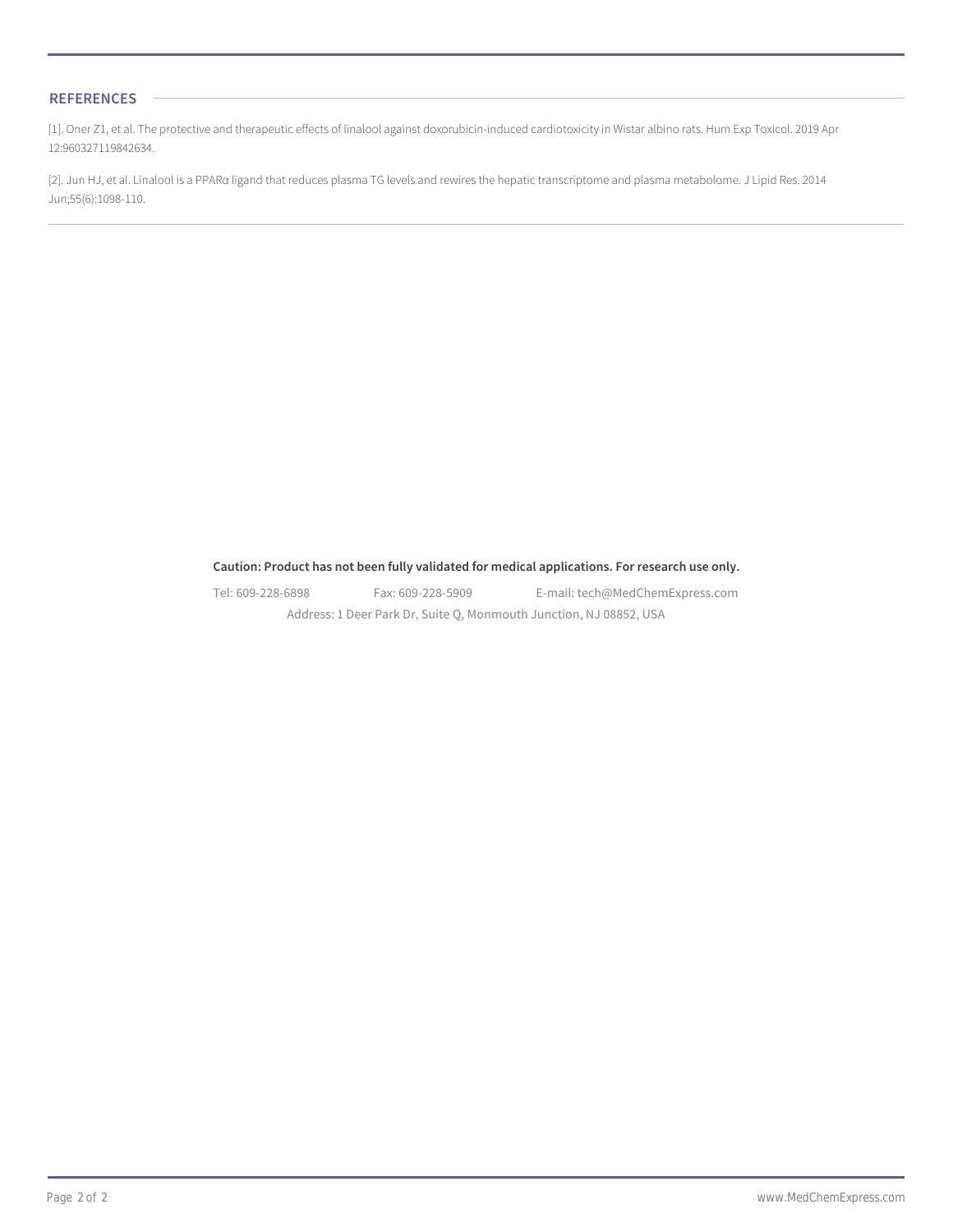## REFERENCES

[1]. Oner Z1, et al. The protective and therapeutic effects of linalool against doxorubicin-induced cardiotoxicity in Wistar albino rats. Hum Exp Toxicol. 2019 Apr 12:960327119842634.

[2]. Jun HJ, et al. Linalool is a PPARα ligand that reduces plasma TG levels and rewires the hepatic transcriptome and plasma metabolome. J Lipid Res. 2014 Jun;55(6):1098-110.

**Caution: Product has not been fully validated for medical applications. For research use only.**

Tel: 609-228-6898　　Fax: 609-228-5909　　E-mail: tech@MedChemExpress.com

Address: 1 Deer Park Dr, Suite Q, Monmouth Junction, NJ 08852, USA